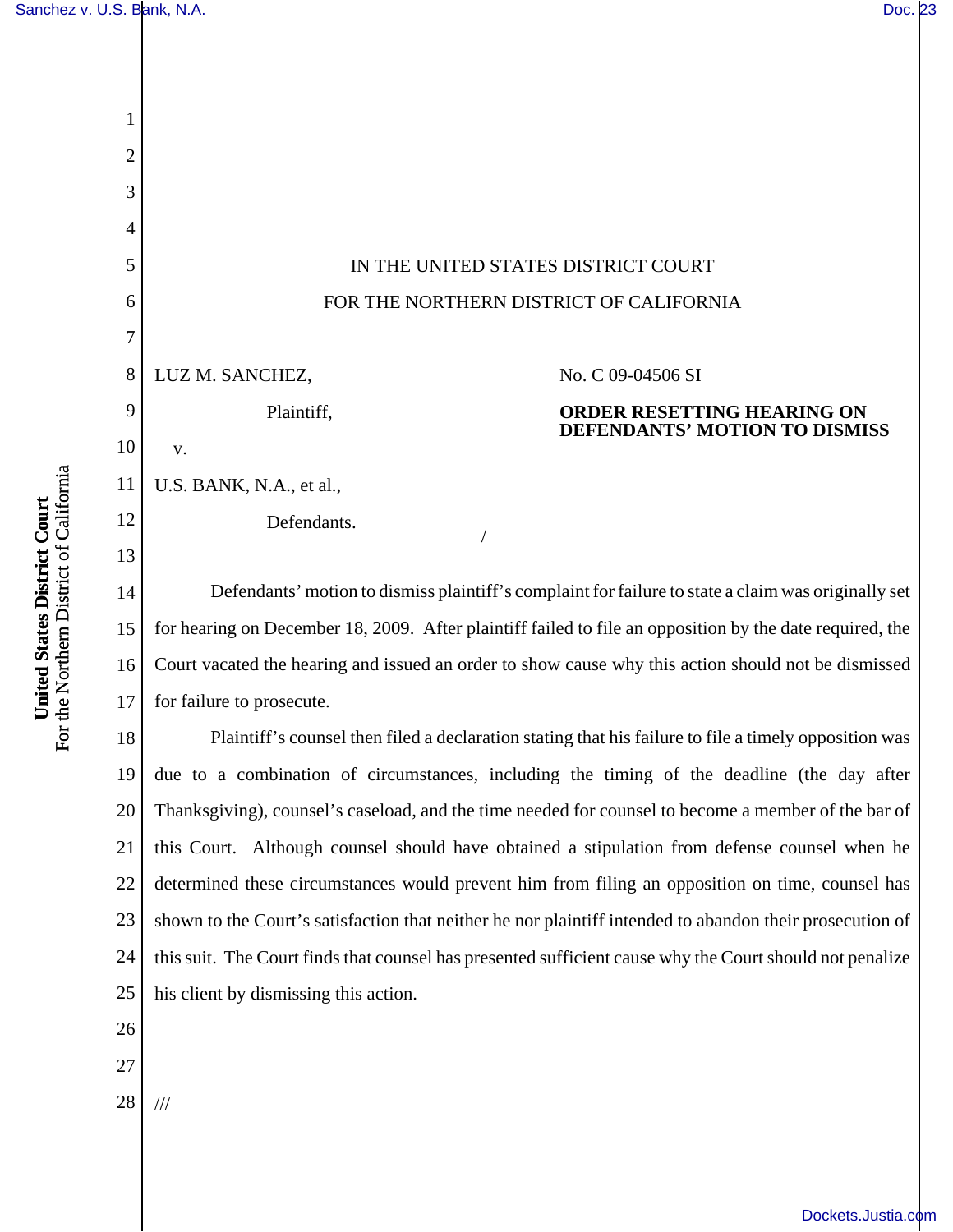IN THE UNITED STATES DISTRICT COURT

FOR THE NORTHERN DISTRICT OF CALIFORNIA

LUZ M. SANCHEZ,

Plaintiff,

v.

U.S. BANK, N.A., et al.,

Defendants.

/

No. C 09-04506 SI

**ORDER RESETTING HEARING ON DEFENDANTS' MOTION TO DISMISS**

Defendants' motion to dismiss plaintiff's complaint for failure to state a claim was originally set for hearing on December 18, 2009. After plaintiff failed to file an opposition by the date required, the Court vacated the hearing and issued an order to show cause why this action should not be dismissed for failure to prosecute.

Plaintiff's counsel then filed a declaration stating that his failure to file a timely opposition was due to a combination of circumstances, including the timing of the deadline (the day after Thanksgiving), counsel's caseload, and the time needed for counsel to become a member of the bar of this Court. Although counsel should have obtained a stipulation from defense counsel when he determined these circumstances would prevent him from filing an opposition on time, counsel has shown to the Court's satisfaction that neither he nor plaintiff intended to abandon their prosecution of this suit. The Court finds that counsel has presented sufficient cause why the Court should not penalize his client by dismissing this action.

///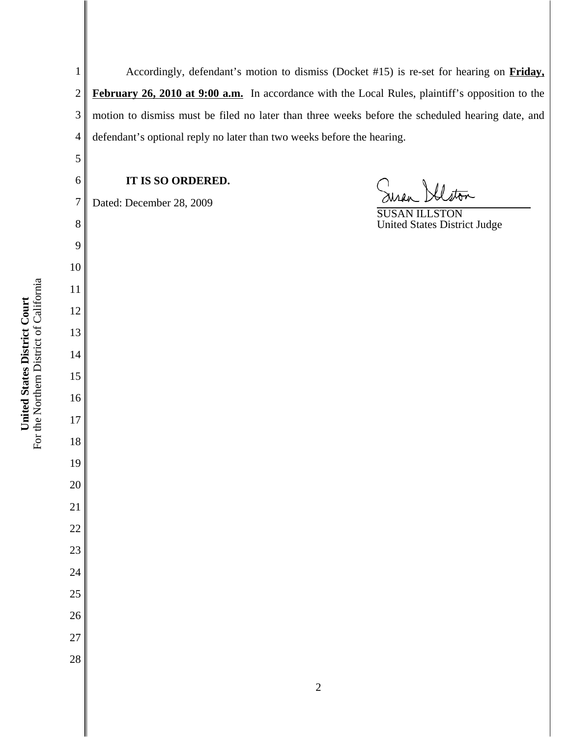Accordingly, defendant's motion to dismiss (Docket #15) is re-set for hearing on **Friday, February 26, 2010 at 9:00 a.m.** In accordance with the Local Rules, plaintiff's opposition to the motion to dismiss must be filed no later than three weeks before the scheduled hearing date, and defendant's optional reply no later than two weeks before the hearing.

**IT IS SO ORDERED.**

Dated: December 28, 2009

SUSAN ILLSTON
United States District Judge